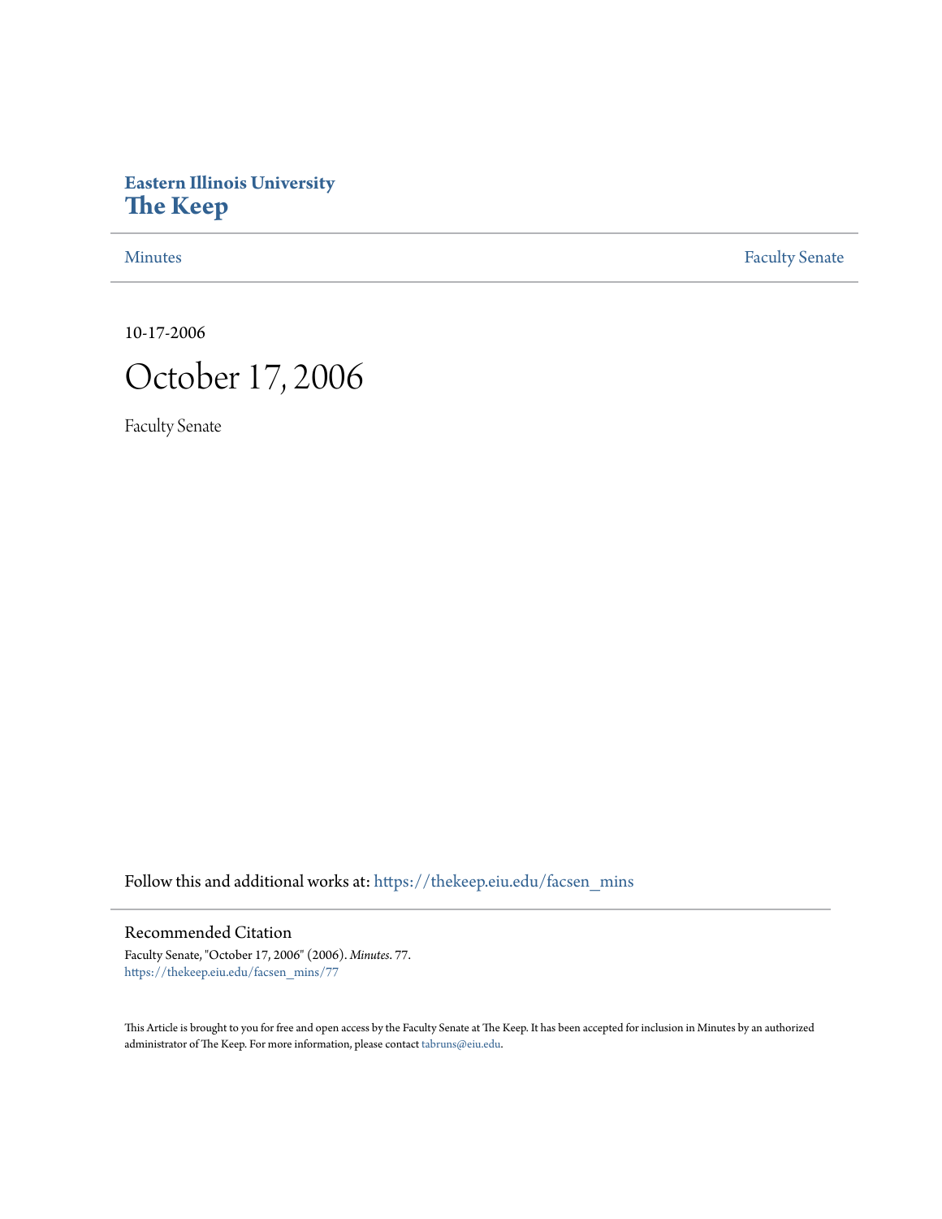Eastern Illinois University

# The Keep

Minutes | Faculty Senate

10-17-2006

# October 17, 2006

Faculty Senate

Follow this and additional works at: https://thekeep.eiu.edu/facsen_mins

## Recommended Citation

Faculty Senate, "October 17, 2006" (2006). *Minutes*. 77.
https://thekeep.eiu.edu/facsen_mins/77

This Article is brought to you for free and open access by the Faculty Senate at The Keep. It has been accepted for inclusion in Minutes by an authorized administrator of The Keep. For more information, please contact tabruns@eiu.edu.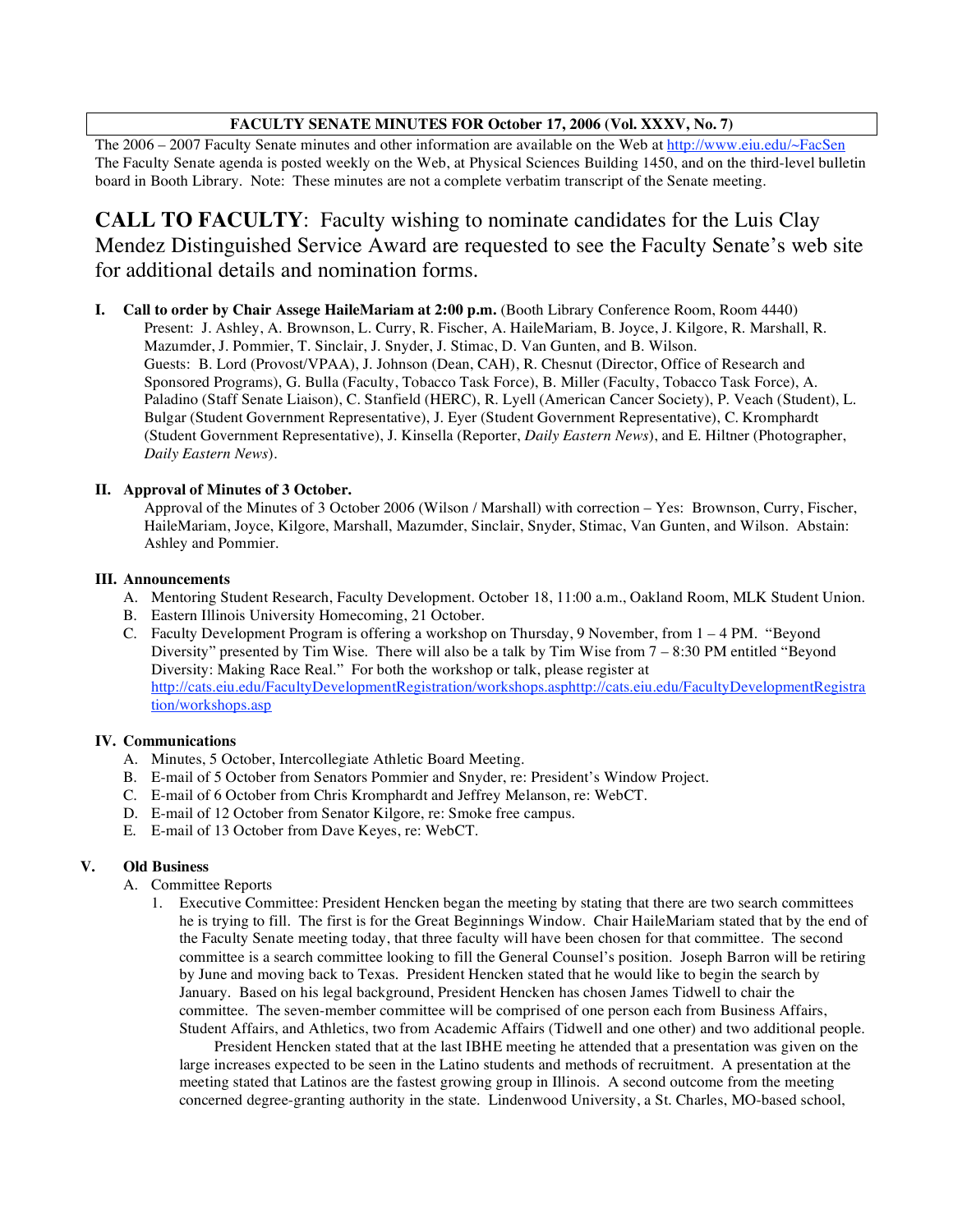**FACULTY SENATE MINUTES FOR October 17, 2006 (Vol. XXXV, No. 7)**

The 2006 – 2007 Faculty Senate minutes and other information are available on the Web at http://www.eiu.edu/~FacSen The Faculty Senate agenda is posted weekly on the Web, at Physical Sciences Building 1450, and on the third-level bulletin board in Booth Library. Note: These minutes are not a complete verbatim transcript of the Senate meeting.

# CALL TO FACULTY: Faculty wishing to nominate candidates for the Luis Clay Mendez Distinguished Service Award are requested to see the Faculty Senate's web site for additional details and nomination forms.

**I. Call to order by Chair Assege HaileMariam at 2:00 p.m.** (Booth Library Conference Room, Room 4440)

Present: J. Ashley, A. Brownson, L. Curry, R. Fischer, A. HaileMariam, B. Joyce, J. Kilgore, R. Marshall, R. Mazumder, J. Pommier, T. Sinclair, J. Snyder, J. Stimac, D. Van Gunten, and B. Wilson.

Guests: B. Lord (Provost/VPAA), J. Johnson (Dean, CAH), R. Chesnut (Director, Office of Research and Sponsored Programs), G. Bulla (Faculty, Tobacco Task Force), B. Miller (Faculty, Tobacco Task Force), A. Paladino (Staff Senate Liaison), C. Stanfield (HERC), R. Lyell (American Cancer Society), P. Veach (Student), L. Bulgar (Student Government Representative), J. Eyer (Student Government Representative), C. Kromphardt (Student Government Representative), J. Kinsella (Reporter, *Daily Eastern News*), and E. Hiltner (Photographer, *Daily Eastern News*).

**II. Approval of Minutes of 3 October.**

Approval of the Minutes of 3 October 2006 (Wilson / Marshall) with correction – Yes: Brownson, Curry, Fischer, HaileMariam, Joyce, Kilgore, Marshall, Mazumder, Sinclair, Snyder, Stimac, Van Gunten, and Wilson. Abstain: Ashley and Pommier.

**III. Announcements**

A. Mentoring Student Research, Faculty Development. October 18, 11:00 a.m., Oakland Room, MLK Student Union.
B. Eastern Illinois University Homecoming, 21 October.
C. Faculty Development Program is offering a workshop on Thursday, 9 November, from 1 – 4 PM. "Beyond Diversity" presented by Tim Wise. There will also be a talk by Tim Wise from 7 – 8:30 PM entitled "Beyond Diversity: Making Race Real." For both the workshop or talk, please register at http://cats.eiu.edu/FacultyDevelopmentRegistration/workshops.asphttp://cats.eiu.edu/FacultyDevelopmentRegistration/workshops.asp

**IV. Communications**

A. Minutes, 5 October, Intercollegiate Athletic Board Meeting.
B. E-mail of 5 October from Senators Pommier and Snyder, re: President's Window Project.
C. E-mail of 6 October from Chris Kromphardt and Jeffrey Melanson, re: WebCT.
D. E-mail of 12 October from Senator Kilgore, re: Smoke free campus.
E. E-mail of 13 October from Dave Keyes, re: WebCT.

**V. Old Business**

A. Committee Reports

1. Executive Committee: President Hencken began the meeting by stating that there are two search committees he is trying to fill. The first is for the Great Beginnings Window. Chair HaileMariam stated that by the end of the Faculty Senate meeting today, that three faculty will have been chosen for that committee. The second committee is a search committee looking to fill the General Counsel's position. Joseph Barron will be retiring by June and moving back to Texas. President Hencken stated that he would like to begin the search by January. Based on his legal background, President Hencken has chosen James Tidwell to chair the committee. The seven-member committee will be comprised of one person each from Business Affairs, Student Affairs, and Athletics, two from Academic Affairs (Tidwell and one other) and two additional people.

   President Hencken stated that at the last IBHE meeting he attended that a presentation was given on the large increases expected to be seen in the Latino students and methods of recruitment. A presentation at the meeting stated that Latinos are the fastest growing group in Illinois. A second outcome from the meeting concerned degree-granting authority in the state. Lindenwood University, a St. Charles, MO-based school,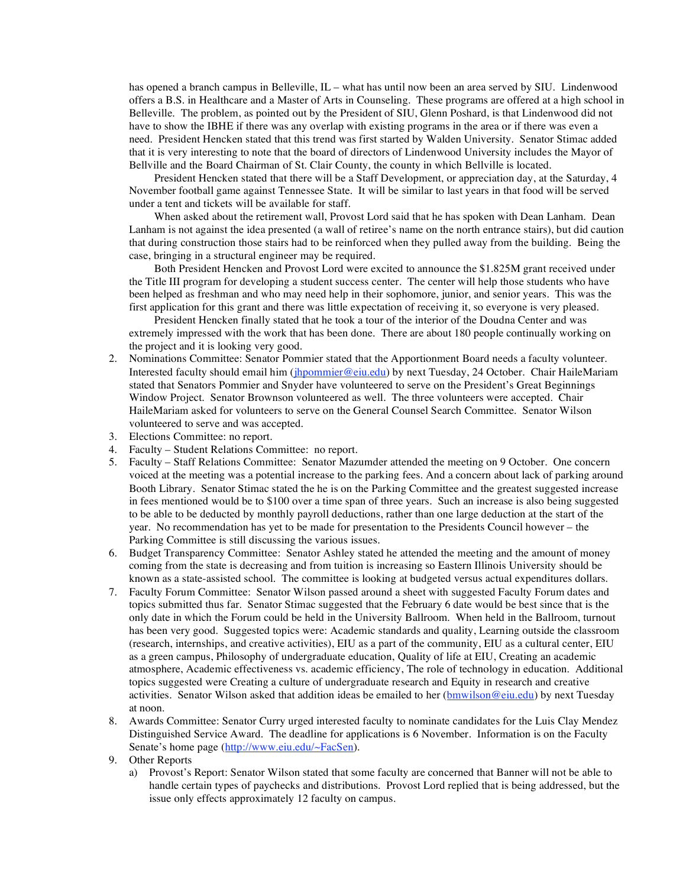has opened a branch campus in Belleville, IL – what has until now been an area served by SIU. Lindenwood offers a B.S. in Healthcare and a Master of Arts in Counseling. These programs are offered at a high school in Belleville. The problem, as pointed out by the President of SIU, Glenn Poshard, is that Lindenwood did not have to show the IBHE if there was any overlap with existing programs in the area or if there was even a need. President Hencken stated that this trend was first started by Walden University. Senator Stimac added that it is very interesting to note that the board of directors of Lindenwood University includes the Mayor of Bellville and the Board Chairman of St. Clair County, the county in which Bellville is located.

President Hencken stated that there will be a Staff Development, or appreciation day, at the Saturday, 4 November football game against Tennessee State. It will be similar to last years in that food will be served under a tent and tickets will be available for staff.

When asked about the retirement wall, Provost Lord said that he has spoken with Dean Lanham. Dean Lanham is not against the idea presented (a wall of retiree's name on the north entrance stairs), but did caution that during construction those stairs had to be reinforced when they pulled away from the building. Being the case, bringing in a structural engineer may be required.

Both President Hencken and Provost Lord were excited to announce the $1.825M grant received under the Title III program for developing a student success center. The center will help those students who have been helped as freshman and who may need help in their sophomore, junior, and senior years. This was the first application for this grant and there was little expectation of receiving it, so everyone is very pleased.

President Hencken finally stated that he took a tour of the interior of the Doudna Center and was extremely impressed with the work that has been done. There are about 180 people continually working on the project and it is looking very good.

2. Nominations Committee: Senator Pommier stated that the Apportionment Board needs a faculty volunteer. Interested faculty should email him (jhpommier@eiu.edu) by next Tuesday, 24 October. Chair HaileMariam stated that Senators Pommier and Snyder have volunteered to serve on the President's Great Beginnings Window Project. Senator Brownson volunteered as well. The three volunteers were accepted. Chair HaileMariam asked for volunteers to serve on the General Counsel Search Committee. Senator Wilson volunteered to serve and was accepted.
3. Elections Committee: no report.
4. Faculty – Student Relations Committee: no report.
5. Faculty – Staff Relations Committee: Senator Mazumder attended the meeting on 9 October. One concern voiced at the meeting was a potential increase to the parking fees. And a concern about lack of parking around Booth Library. Senator Stimac stated the he is on the Parking Committee and the greatest suggested increase in fees mentioned would be to $100 over a time span of three years. Such an increase is also being suggested to be able to be deducted by monthly payroll deductions, rather than one large deduction at the start of the year. No recommendation has yet to be made for presentation to the Presidents Council however – the Parking Committee is still discussing the various issues.
6. Budget Transparency Committee: Senator Ashley stated he attended the meeting and the amount of money coming from the state is decreasing and from tuition is increasing so Eastern Illinois University should be known as a state-assisted school. The committee is looking at budgeted versus actual expenditures dollars.
7. Faculty Forum Committee: Senator Wilson passed around a sheet with suggested Faculty Forum dates and topics submitted thus far. Senator Stimac suggested that the February 6 date would be best since that is the only date in which the Forum could be held in the University Ballroom. When held in the Ballroom, turnout has been very good. Suggested topics were: Academic standards and quality, Learning outside the classroom (research, internships, and creative activities), EIU as a part of the community, EIU as a cultural center, EIU as a green campus, Philosophy of undergraduate education, Quality of life at EIU, Creating an academic atmosphere, Academic effectiveness vs. academic efficiency, The role of technology in education. Additional topics suggested were Creating a culture of undergraduate research and Equity in research and creative activities. Senator Wilson asked that addition ideas be emailed to her (bmwilson@eiu.edu) by next Tuesday at noon.
8. Awards Committee: Senator Curry urged interested faculty to nominate candidates for the Luis Clay Mendez Distinguished Service Award. The deadline for applications is 6 November. Information is on the Faculty Senate's home page (http://www.eiu.edu/~FacSen).
9. Other Reports
   a) Provost's Report: Senator Wilson stated that some faculty are concerned that Banner will not be able to handle certain types of paychecks and distributions. Provost Lord replied that is being addressed, but the issue only effects approximately 12 faculty on campus.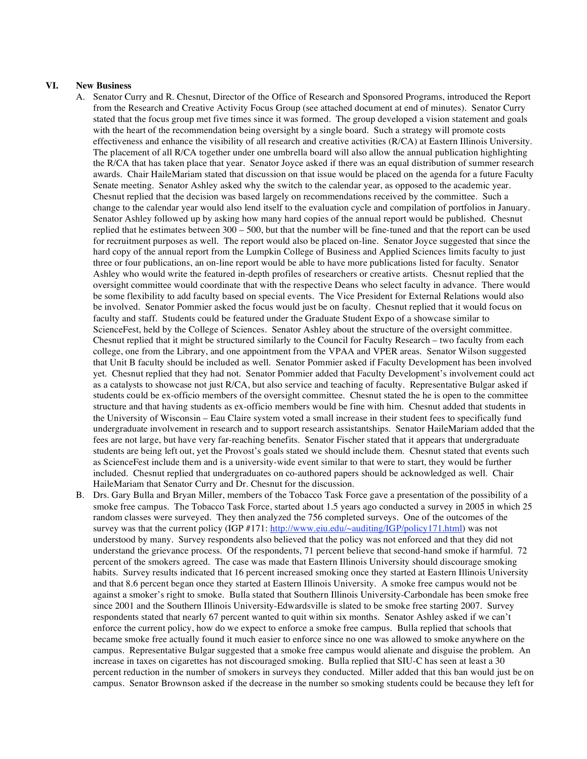## VI. New Business

A. Senator Curry and R. Chesnut, Director of the Office of Research and Sponsored Programs, introduced the Report from the Research and Creative Activity Focus Group (see attached document at end of minutes). Senator Curry stated that the focus group met five times since it was formed. The group developed a vision statement and goals with the heart of the recommendation being oversight by a single board. Such a strategy will promote costs effectiveness and enhance the visibility of all research and creative activities (R/CA) at Eastern Illinois University. The placement of all R/CA together under one umbrella board will also allow the annual publication highlighting the R/CA that has taken place that year. Senator Joyce asked if there was an equal distribution of summer research awards. Chair HaileMariam stated that discussion on that issue would be placed on the agenda for a future Faculty Senate meeting. Senator Ashley asked why the switch to the calendar year, as opposed to the academic year. Chesnut replied that the decision was based largely on recommendations received by the committee. Such a change to the calendar year would also lend itself to the evaluation cycle and compilation of portfolios in January. Senator Ashley followed up by asking how many hard copies of the annual report would be published. Chesnut replied that he estimates between 300 – 500, but that the number will be fine-tuned and that the report can be used for recruitment purposes as well. The report would also be placed on-line. Senator Joyce suggested that since the hard copy of the annual report from the Lumpkin College of Business and Applied Sciences limits faculty to just three or four publications, an on-line report would be able to have more publications listed for faculty. Senator Ashley who would write the featured in-depth profiles of researchers or creative artists. Chesnut replied that the oversight committee would coordinate that with the respective Deans who select faculty in advance. There would be some flexibility to add faculty based on special events. The Vice President for External Relations would also be involved. Senator Pommier asked the focus would just be on faculty. Chesnut replied that it would focus on faculty and staff. Students could be featured under the Graduate Student Expo of a showcase similar to ScienceFest, held by the College of Sciences. Senator Ashley about the structure of the oversight committee. Chesnut replied that it might be structured similarly to the Council for Faculty Research – two faculty from each college, one from the Library, and one appointment from the VPAA and VPER areas. Senator Wilson suggested that Unit B faculty should be included as well. Senator Pommier asked if Faculty Development has been involved yet. Chesnut replied that they had not. Senator Pommier added that Faculty Development's involvement could act as a catalysts to showcase not just R/CA, but also service and teaching of faculty. Representative Bulgar asked if students could be ex-officio members of the oversight committee. Chesnut stated the he is open to the committee structure and that having students as ex-officio members would be fine with him. Chesnut added that students in the University of Wisconsin – Eau Claire system voted a small increase in their student fees to specifically fund undergraduate involvement in research and to support research assistantships. Senator HaileMariam added that the fees are not large, but have very far-reaching benefits. Senator Fischer stated that it appears that undergraduate students are being left out, yet the Provost's goals stated we should include them. Chesnut stated that events such as ScienceFest include them and is a university-wide event similar to that were to start, they would be further included. Chesnut replied that undergraduates on co-authored papers should be acknowledged as well. Chair HaileMariam that Senator Curry and Dr. Chesnut for the discussion.

B. Drs. Gary Bulla and Bryan Miller, members of the Tobacco Task Force gave a presentation of the possibility of a smoke free campus. The Tobacco Task Force, started about 1.5 years ago conducted a survey in 2005 in which 25 random classes were surveyed. They then analyzed the 756 completed surveys. One of the outcomes of the survey was that the current policy (IGP #171: http://www.eiu.edu/~auditing/IGP/policy171.html) was not understood by many. Survey respondents also believed that the policy was not enforced and that they did not understand the grievance process. Of the respondents, 71 percent believe that second-hand smoke if harmful. 72 percent of the smokers agreed. The case was made that Eastern Illinois University should discourage smoking habits. Survey results indicated that 16 percent increased smoking once they started at Eastern Illinois University and that 8.6 percent began once they started at Eastern Illinois University. A smoke free campus would not be against a smoker's right to smoke. Bulla stated that Southern Illinois University-Carbondale has been smoke free since 2001 and the Southern Illinois University-Edwardsville is slated to be smoke free starting 2007. Survey respondents stated that nearly 67 percent wanted to quit within six months. Senator Ashley asked if we can't enforce the current policy, how do we expect to enforce a smoke free campus. Bulla replied that schools that became smoke free actually found it much easier to enforce since no one was allowed to smoke anywhere on the campus. Representative Bulgar suggested that a smoke free campus would alienate and disguise the problem. An increase in taxes on cigarettes has not discouraged smoking. Bulla replied that SIU-C has seen at least a 30 percent reduction in the number of smokers in surveys they conducted. Miller added that this ban would just be on campus. Senator Brownson asked if the decrease in the number so smoking students could be because they left for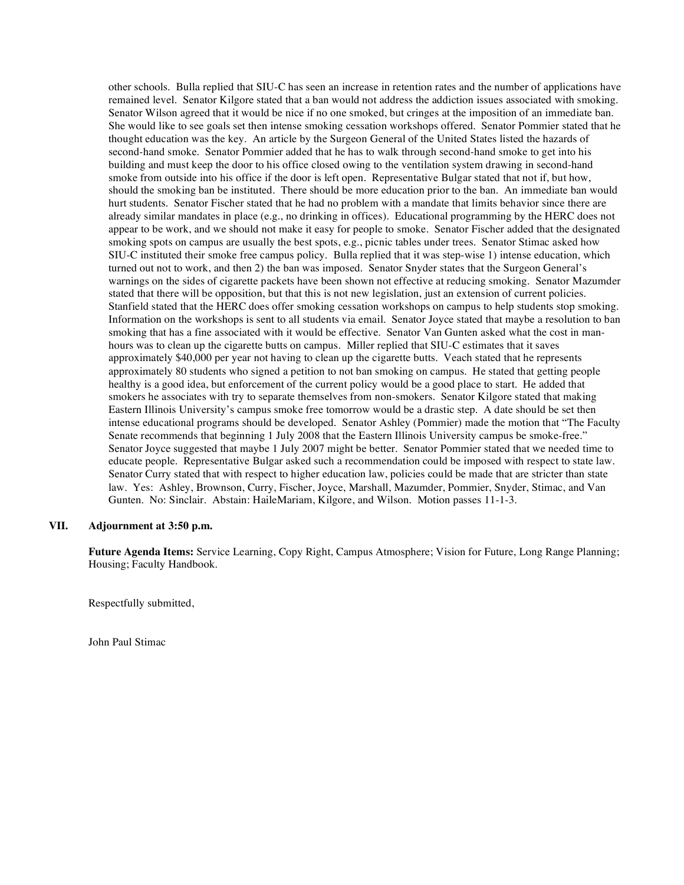other schools. Bulla replied that SIU-C has seen an increase in retention rates and the number of applications have remained level. Senator Kilgore stated that a ban would not address the addiction issues associated with smoking. Senator Wilson agreed that it would be nice if no one smoked, but cringes at the imposition of an immediate ban. She would like to see goals set then intense smoking cessation workshops offered. Senator Pommier stated that he thought education was the key. An article by the Surgeon General of the United States listed the hazards of second-hand smoke. Senator Pommier added that he has to walk through second-hand smoke to get into his building and must keep the door to his office closed owing to the ventilation system drawing in second-hand smoke from outside into his office if the door is left open. Representative Bulgar stated that not if, but how, should the smoking ban be instituted. There should be more education prior to the ban. An immediate ban would hurt students. Senator Fischer stated that he had no problem with a mandate that limits behavior since there are already similar mandates in place (e.g., no drinking in offices). Educational programming by the HERC does not appear to be work, and we should not make it easy for people to smoke. Senator Fischer added that the designated smoking spots on campus are usually the best spots, e.g., picnic tables under trees. Senator Stimac asked how SIU-C instituted their smoke free campus policy. Bulla replied that it was step-wise 1) intense education, which turned out not to work, and then 2) the ban was imposed. Senator Snyder states that the Surgeon General's warnings on the sides of cigarette packets have been shown not effective at reducing smoking. Senator Mazumder stated that there will be opposition, but that this is not new legislation, just an extension of current policies. Stanfield stated that the HERC does offer smoking cessation workshops on campus to help students stop smoking. Information on the workshops is sent to all students via email. Senator Joyce stated that maybe a resolution to ban smoking that has a fine associated with it would be effective. Senator Van Gunten asked what the cost in man-hours was to clean up the cigarette butts on campus. Miller replied that SIU-C estimates that it saves approximately $40,000 per year not having to clean up the cigarette butts. Veach stated that he represents approximately 80 students who signed a petition to not ban smoking on campus. He stated that getting people healthy is a good idea, but enforcement of the current policy would be a good place to start. He added that smokers he associates with try to separate themselves from non-smokers. Senator Kilgore stated that making Eastern Illinois University's campus smoke free tomorrow would be a drastic step. A date should be set then intense educational programs should be developed. Senator Ashley (Pommier) made the motion that "The Faculty Senate recommends that beginning 1 July 2008 that the Eastern Illinois University campus be smoke-free." Senator Joyce suggested that maybe 1 July 2007 might be better. Senator Pommier stated that we needed time to educate people. Representative Bulgar asked such a recommendation could be imposed with respect to state law. Senator Curry stated that with respect to higher education law, policies could be made that are stricter than state law. Yes: Ashley, Brownson, Curry, Fischer, Joyce, Marshall, Mazumder, Pommier, Snyder, Stimac, and Van Gunten. No: Sinclair. Abstain: HaileMariam, Kilgore, and Wilson. Motion passes 11-1-3.

## VII. Adjournment at 3:50 p.m.

**Future Agenda Items:** Service Learning, Copy Right, Campus Atmosphere; Vision for Future, Long Range Planning; Housing; Faculty Handbook.

Respectfully submitted,

John Paul Stimac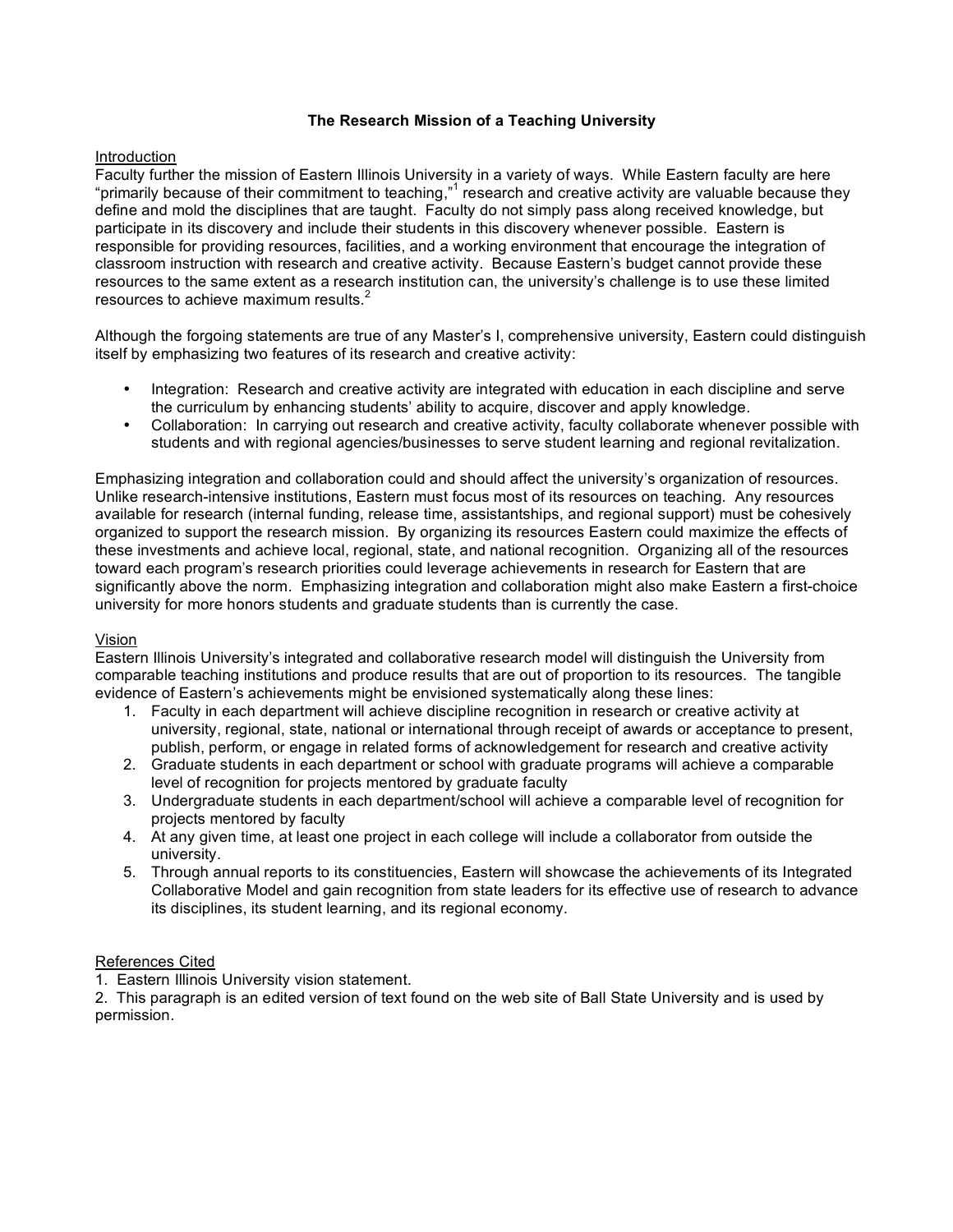# The Research Mission of a Teaching University

## Introduction

Faculty further the mission of Eastern Illinois University in a variety of ways. While Eastern faculty are here "primarily because of their commitment to teaching,"[1] research and creative activity are valuable because they define and mold the disciplines that are taught. Faculty do not simply pass along received knowledge, but participate in its discovery and include their students in this discovery whenever possible. Eastern is responsible for providing resources, facilities, and a working environment that encourage the integration of classroom instruction with research and creative activity. Because Eastern's budget cannot provide these resources to the same extent as a research institution can, the university's challenge is to use these limited resources to achieve maximum results.[2]

Although the forgoing statements are true of any Master's I, comprehensive university, Eastern could distinguish itself by emphasizing two features of its research and creative activity:

- Integration: Research and creative activity are integrated with education in each discipline and serve the curriculum by enhancing students' ability to acquire, discover and apply knowledge.
- Collaboration: In carrying out research and creative activity, faculty collaborate whenever possible with students and with regional agencies/businesses to serve student learning and regional revitalization.

Emphasizing integration and collaboration could and should affect the university's organization of resources. Unlike research-intensive institutions, Eastern must focus most of its resources on teaching. Any resources available for research (internal funding, release time, assistantships, and regional support) must be cohesively organized to support the research mission. By organizing its resources Eastern could maximize the effects of these investments and achieve local, regional, state, and national recognition. Organizing all of the resources toward each program's research priorities could leverage achievements in research for Eastern that are significantly above the norm. Emphasizing integration and collaboration might also make Eastern a first-choice university for more honors students and graduate students than is currently the case.

## Vision

Eastern Illinois University's integrated and collaborative research model will distinguish the University from comparable teaching institutions and produce results that are out of proportion to its resources. The tangible evidence of Eastern's achievements might be envisioned systematically along these lines:

1. Faculty in each department will achieve discipline recognition in research or creative activity at university, regional, state, national or international through receipt of awards or acceptance to present, publish, perform, or engage in related forms of acknowledgement for research and creative activity
2. Graduate students in each department or school with graduate programs will achieve a comparable level of recognition for projects mentored by graduate faculty
3. Undergraduate students in each department/school will achieve a comparable level of recognition for projects mentored by faculty
4. At any given time, at least one project in each college will include a collaborator from outside the university.
5. Through annual reports to its constituencies, Eastern will showcase the achievements of its Integrated Collaborative Model and gain recognition from state leaders for its effective use of research to advance its disciplines, its student learning, and its regional economy.

## References Cited

1. Eastern Illinois University vision statement.
2. This paragraph is an edited version of text found on the web site of Ball State University and is used by permission.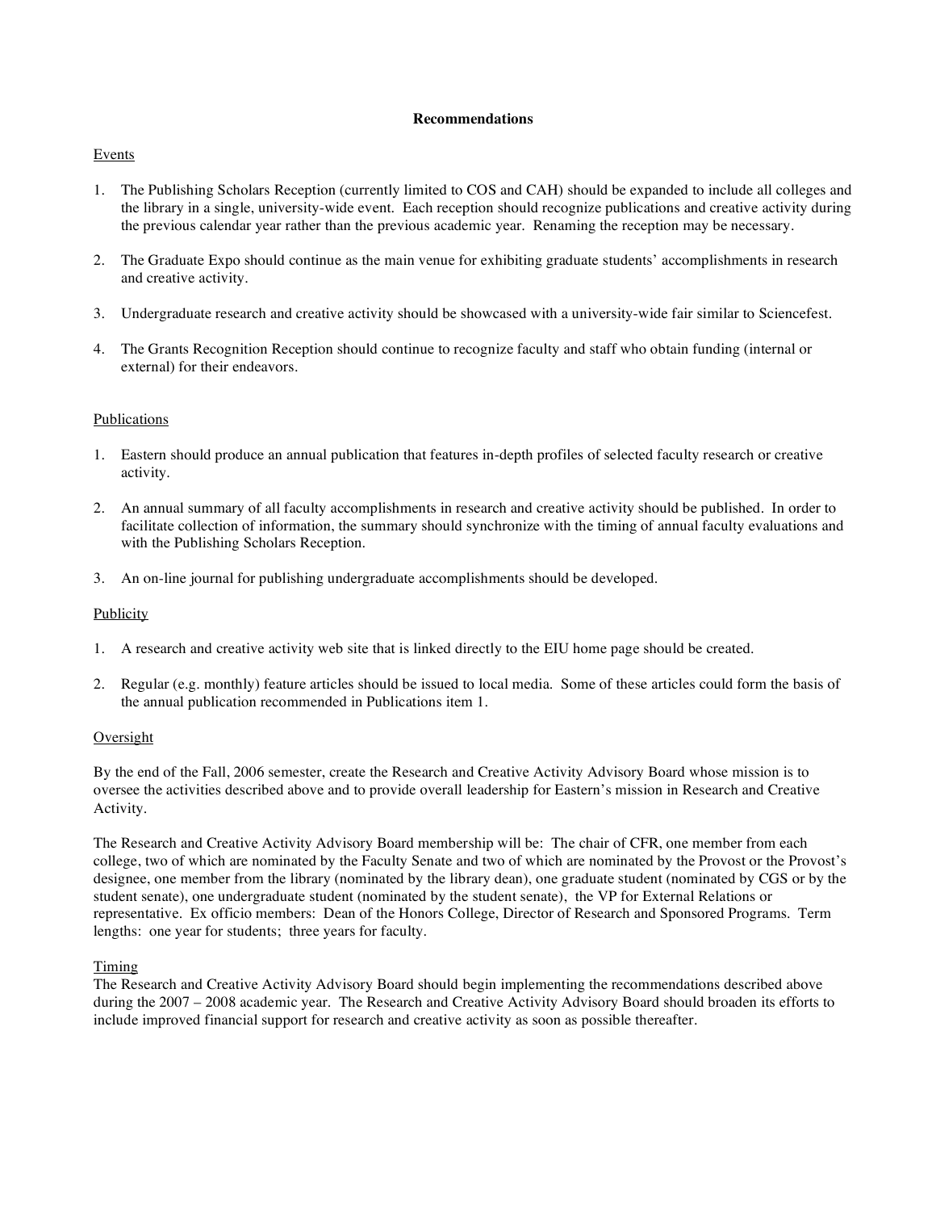# Recommendations

## Events

1. The Publishing Scholars Reception (currently limited to COS and CAH) should be expanded to include all colleges and the library in a single, university-wide event. Each reception should recognize publications and creative activity during the previous calendar year rather than the previous academic year. Renaming the reception may be necessary.

2. The Graduate Expo should continue as the main venue for exhibiting graduate students' accomplishments in research and creative activity.

3. Undergraduate research and creative activity should be showcased with a university-wide fair similar to Sciencefest.

4. The Grants Recognition Reception should continue to recognize faculty and staff who obtain funding (internal or external) for their endeavors.

## Publications

1. Eastern should produce an annual publication that features in-depth profiles of selected faculty research or creative activity.

2. An annual summary of all faculty accomplishments in research and creative activity should be published. In order to facilitate collection of information, the summary should synchronize with the timing of annual faculty evaluations and with the Publishing Scholars Reception.

3. An on-line journal for publishing undergraduate accomplishments should be developed.

## Publicity

1. A research and creative activity web site that is linked directly to the EIU home page should be created.

2. Regular (e.g. monthly) feature articles should be issued to local media. Some of these articles could form the basis of the annual publication recommended in Publications item 1.

## Oversight

By the end of the Fall, 2006 semester, create the Research and Creative Activity Advisory Board whose mission is to oversee the activities described above and to provide overall leadership for Eastern's mission in Research and Creative Activity.

The Research and Creative Activity Advisory Board membership will be: The chair of CFR, one member from each college, two of which are nominated by the Faculty Senate and two of which are nominated by the Provost or the Provost's designee, one member from the library (nominated by the library dean), one graduate student (nominated by CGS or by the student senate), one undergraduate student (nominated by the student senate), the VP for External Relations or representative. Ex officio members: Dean of the Honors College, Director of Research and Sponsored Programs. Term lengths: one year for students; three years for faculty.

## Timing

The Research and Creative Activity Advisory Board should begin implementing the recommendations described above during the 2007 – 2008 academic year. The Research and Creative Activity Advisory Board should broaden its efforts to include improved financial support for research and creative activity as soon as possible thereafter.